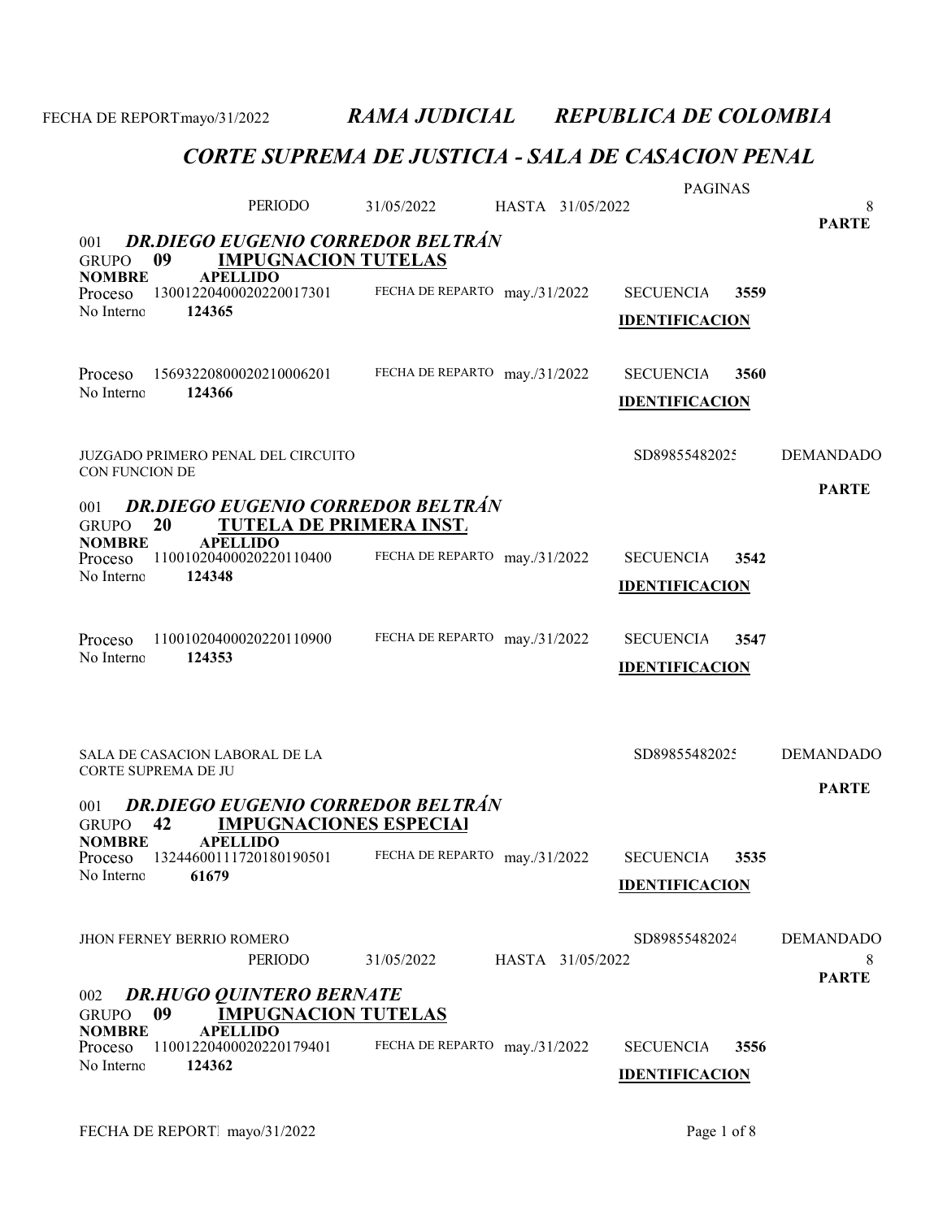FECHA DE REPORT mayo/31/2022 ***RAMA JUDICIAL REPUBLICA DE COLOMBIA***

## *CORTE SUPREMA DE JUSTICIA - SALA DE CASACION PENAL*

PERIODO 31/05/2022 HASTA 31/05/2022 PAGINAS 8

001 ***DR.DIEGO EUGENIO CORREDOR BELTRÁN***

GRUPO **09** **IMPUGNACION TUTELAS**

| NOMBRE APELLIDO | | FECHA DE REPARTO | | SECUENCIA | | PARTE |
|---|---|---|---|---|---|---|
| Proceso | 13001220400020220017301 | FECHA DE REPARTO | may./31/2022 | SECUENCIA | **3559** | |
| No Interno | **124365** | | | **IDENTIFICACION** | | |
| Proceso | 15693220800020210006201 | FECHA DE REPARTO | may./31/2022 | SECUENCIA | **3560** | |
| No Interno | **124366** | | | **IDENTIFICACION** | | |
| JUZGADO PRIMERO PENAL DEL CIRCUITO CON FUNCION DE | | | | SD89855482025 | | DEMANDADO |

001 ***DR.DIEGO EUGENIO CORREDOR BELTRÁN***

GRUPO **20** **TUTELA DE PRIMERA INST.**

| NOMBRE APELLIDO | | FECHA DE REPARTO | | SECUENCIA | | PARTE |
|---|---|---|---|---|---|---|
| Proceso | 11001020400020220110400 | FECHA DE REPARTO | may./31/2022 | SECUENCIA | **3542** | |
| No Interno | **124348** | | | **IDENTIFICACION** | | |
| Proceso | 11001020400020220110900 | FECHA DE REPARTO | may./31/2022 | SECUENCIA | **3547** | |
| No Interno | **124353** | | | **IDENTIFICACION** | | |
| SALA DE CASACION LABORAL DE LA CORTE SUPREMA DE JU | | | | SD89855482025 | | DEMANDADO |

001 ***DR.DIEGO EUGENIO CORREDOR BELTRÁN***

GRUPO **42** **IMPUGNACIONES ESPECIAL**

| NOMBRE APELLIDO | | FECHA DE REPARTO | | SECUENCIA | | PARTE |
|---|---|---|---|---|---|---|
| Proceso | 13244600111720180190501 | FECHA DE REPARTO | may./31/2022 | SECUENCIA | **3535** | |
| No Interno | **61679** | | | **IDENTIFICACION** | | |
| JHON FERNEY BERRIO ROMERO | | | | SD89855482024 | | DEMANDADO |

PERIODO 31/05/2022 HASTA 31/05/2022 8

002 ***DR.HUGO QUINTERO BERNATE***

GRUPO **09** **IMPUGNACION TUTELAS**

| NOMBRE APELLIDO | | FECHA DE REPARTO | | SECUENCIA | | PARTE |
|---|---|---|---|---|---|---|
| Proceso | 11001220400020220179401 | FECHA DE REPARTO | may./31/2022 | SECUENCIA | **3556** | |
| No Interno | **124362** | | | **IDENTIFICACION** | | |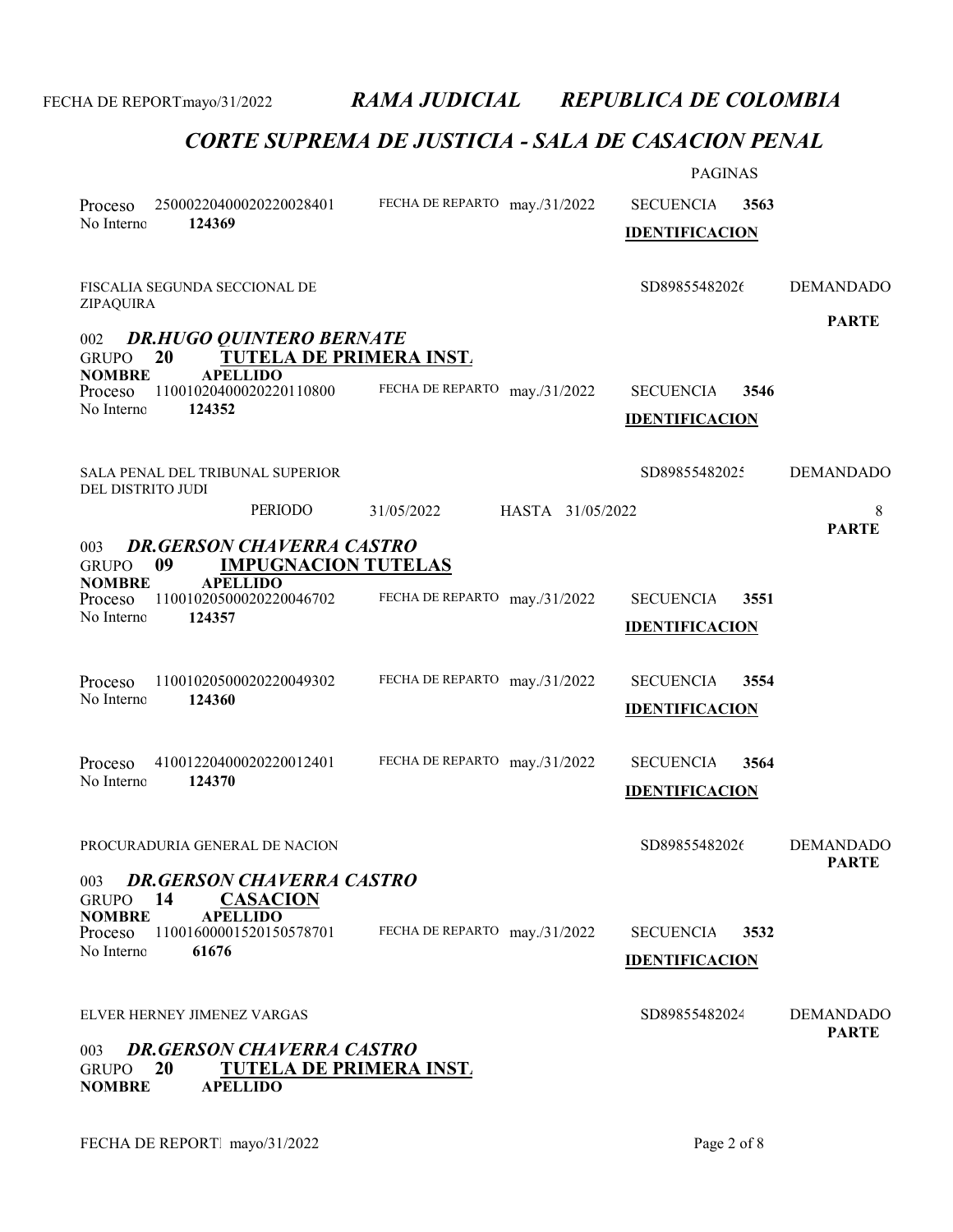*RAMA JUDICIAL* *REPUBLICA DE COLOMBIA*

## *CORTE SUPREMA DE JUSTICIA - SALA DE CASACION PENAL*

PAGINAS

Proceso 25000220400020220028401 FECHA DE REPARTO may./31/2022 SECUENCIA **3563**
No Interno **124369** **IDENTIFICACION**

FISCALIA SEGUNDA SECCIONAL DE ZIPAQUIRA SD89855482026 DEMANDADO
**PARTE**

002 ***DR.HUGO QUINTERO BERNATE***
GRUPO **20** **TUTELA DE PRIMERA INST.**
**NOMBRE** **APELLIDO**

Proceso 11001020400020220110800 FECHA DE REPARTO may./31/2022 SECUENCIA **3546**
No Interno **124352** **IDENTIFICACION**

SALA PENAL DEL TRIBUNAL SUPERIOR DEL DISTRITO JUDI SD89855482025 DEMANDADO

PERIODO 31/05/2022 HASTA 31/05/2022

**PARTE**

003 ***DR.GERSON CHAVERRA CASTRO***
GRUPO **09** **IMPUGNACION TUTELAS**
**NOMBRE** **APELLIDO**

Proceso 11001020500020220046702 FECHA DE REPARTO may./31/2022 SECUENCIA **3551**
No Interno **124357** **IDENTIFICACION**

Proceso 11001020500020220049302 FECHA DE REPARTO may./31/2022 SECUENCIA **3554**
No Interno **124360** **IDENTIFICACION**

Proceso 41001220400020220012401 FECHA DE REPARTO may./31/2022 SECUENCIA **3564**
No Interno **124370** **IDENTIFICACION**

PROCURADURIA GENERAL DE NACION SD89855482026 DEMANDADO
**PARTE**

003 ***DR.GERSON CHAVERRA CASTRO***
GRUPO **14** **CASACION**
**NOMBRE** **APELLIDO**

Proceso 11001600001520150578701 FECHA DE REPARTO may./31/2022 SECUENCIA **3532**
No Interno **61676** **IDENTIFICACION**

ELVER HERNEY JIMENEZ VARGAS SD89855482024 DEMANDADO
**PARTE**

003 ***DR.GERSON CHAVERRA CASTRO***
GRUPO **20** **TUTELA DE PRIMERA INST.**
**NOMBRE** **APELLIDO**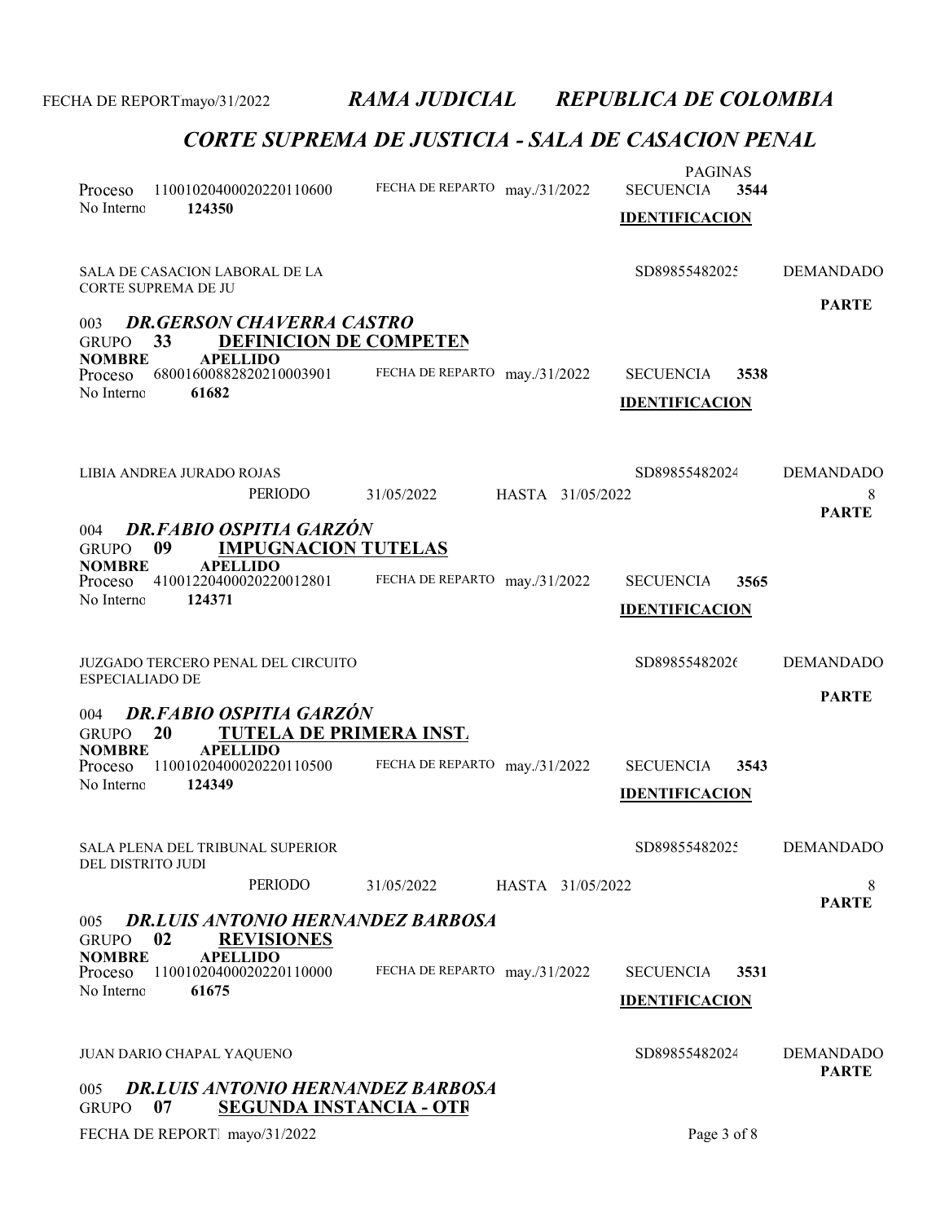# RAMA JUDICIAL REPUBLICA DE COLOMBIA

## CORTE SUPREMA DE JUSTICIA - SALA DE CASACION PENAL

FECHA DE REPORT mayo/31/2022

PAGINAS

Proceso 11001020400020220110600 FECHA DE REPARTO may./31/2022 SECUENCIA **3544**

No Interno **124350** **IDENTIFICACION**

SALA DE CASACION LABORAL DE LA CORTE SUPREMA DE JU SD89855482025 DEMANDADO

**PARTE**

003 ***DR.GERSON CHAVERRA CASTRO***

GRUPO **33** **DEFINICION DE COMPETEN**

**NOMBRE** **APELLIDO**

Proceso 68001600882820210003901 FECHA DE REPARTO may./31/2022 SECUENCIA **3538**

No Interno **61682** **IDENTIFICACION**

LIBIA ANDREA JURADO ROJAS SD89855482024 DEMANDADO

PERIODO 31/05/2022 HASTA 31/05/2022 8

**PARTE**

004 ***DR.FABIO OSPITIA GARZÓN***

GRUPO **09** **IMPUGNACION TUTELAS**

**NOMBRE** **APELLIDO**

Proceso 41001220400020220012801 FECHA DE REPARTO may./31/2022 SECUENCIA **3565**

No Interno **124371** **IDENTIFICACION**

JUZGADO TERCERO PENAL DEL CIRCUITO ESPECIALIADO DE SD89855482026 DEMANDADO

**PARTE**

004 ***DR.FABIO OSPITIA GARZÓN***

GRUPO **20** **TUTELA DE PRIMERA INST.**

**NOMBRE** **APELLIDO**

Proceso 11001020400020220110500 FECHA DE REPARTO may./31/2022 SECUENCIA **3543**

No Interno **124349** **IDENTIFICACION**

SALA PLENA DEL TRIBUNAL SUPERIOR DEL DISTRITO JUDI SD89855482025 DEMANDADO

PERIODO 31/05/2022 HASTA 31/05/2022 8

**PARTE**

005 ***DR.LUIS ANTONIO HERNANDEZ BARBOSA***

GRUPO **02** **REVISIONES**

**NOMBRE** **APELLIDO**

Proceso 11001020400020220110000 FECHA DE REPARTO may./31/2022 SECUENCIA **3531**

No Interno **61675** **IDENTIFICACION**

JUAN DARIO CHAPAL YAQUENO SD89855482024 DEMANDADO

**PARTE**

005 ***DR.LUIS ANTONIO HERNANDEZ BARBOSA***

GRUPO **07** **SEGUNDA INSTANCIA - OTR**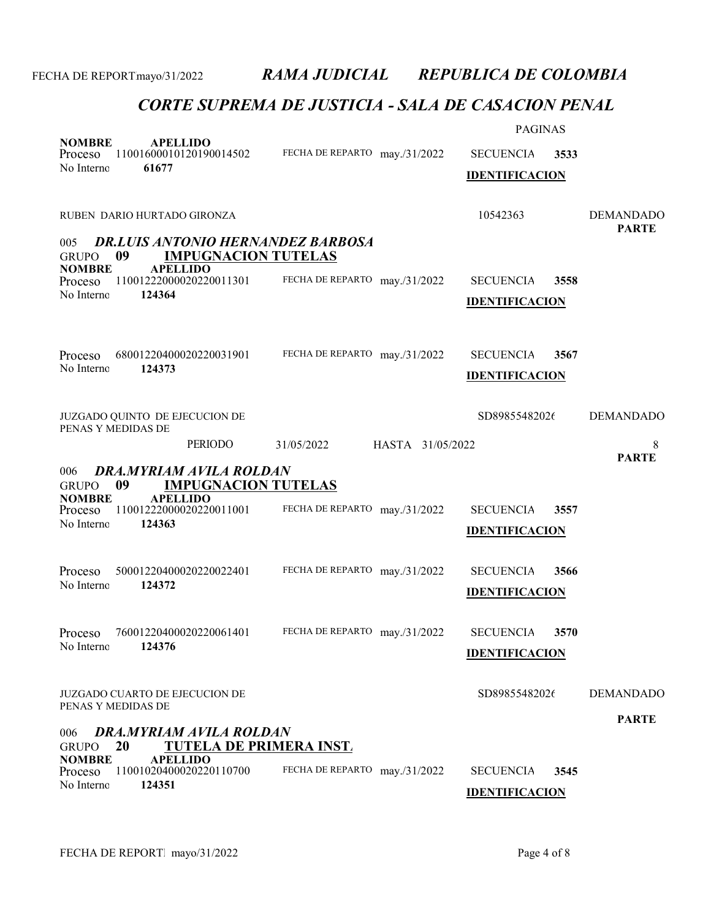FECHA DE REPORTmayo/31/2022 *RAMA JUDICIAL REPUBLICA DE COLOMBIA*

## *CORTE SUPREMA DE JUSTICIA - SALA DE CASACION PENAL*

PAGINAS

**NOMBRE** **APELLIDO**
Proceso 11001600010120190014502 FECHA DE REPARTO may./31/2022 SECUENCIA **3533**
No Interno **61677** **IDENTIFICACION**

RUBEN DARIO HURTADO GIRONZA 10542363 DEMANDADO
**PARTE**

005 ***DR.LUIS ANTONIO HERNANDEZ BARBOSA***
GRUPO **09** **IMPUGNACION TUTELAS**
**NOMBRE** **APELLIDO**
Proceso 11001222000020220011301 FECHA DE REPARTO may./31/2022 SECUENCIA **3558**
No Interno **124364** **IDENTIFICACION**

Proceso 68001220400020220031901 FECHA DE REPARTO may./31/2022 SECUENCIA **3567**
No Interno **124373** **IDENTIFICACION**

JUZGADO QUINTO DE EJECUCION DE PENAS Y MEDIDAS DE SD89855482026 DEMANDADO

PERIODO 31/05/2022 HASTA 31/05/2022 8
**PARTE**

006 ***DRA.MYRIAM AVILA ROLDAN***
GRUPO **09** **IMPUGNACION TUTELAS**
**NOMBRE** **APELLIDO**
Proceso 11001222000020220011001 FECHA DE REPARTO may./31/2022 SECUENCIA **3557**
No Interno **124363** **IDENTIFICACION**

Proceso 50001220400020220022401 FECHA DE REPARTO may./31/2022 SECUENCIA **3566**
No Interno **124372** **IDENTIFICACION**

Proceso 76001220400020220061401 FECHA DE REPARTO may./31/2022 SECUENCIA **3570**
No Interno **124376** **IDENTIFICACION**

JUZGADO CUARTO DE EJECUCION DE PENAS Y MEDIDAS DE SD89855482026 DEMANDADO
**PARTE**

006 ***DRA.MYRIAM AVILA ROLDAN***
GRUPO **20** **TUTELA DE PRIMERA INST.**
**NOMBRE** **APELLIDO**
Proceso 11001020400020220110700 FECHA DE REPARTO may./31/2022 SECUENCIA **3545**
No Interno **124351** **IDENTIFICACION**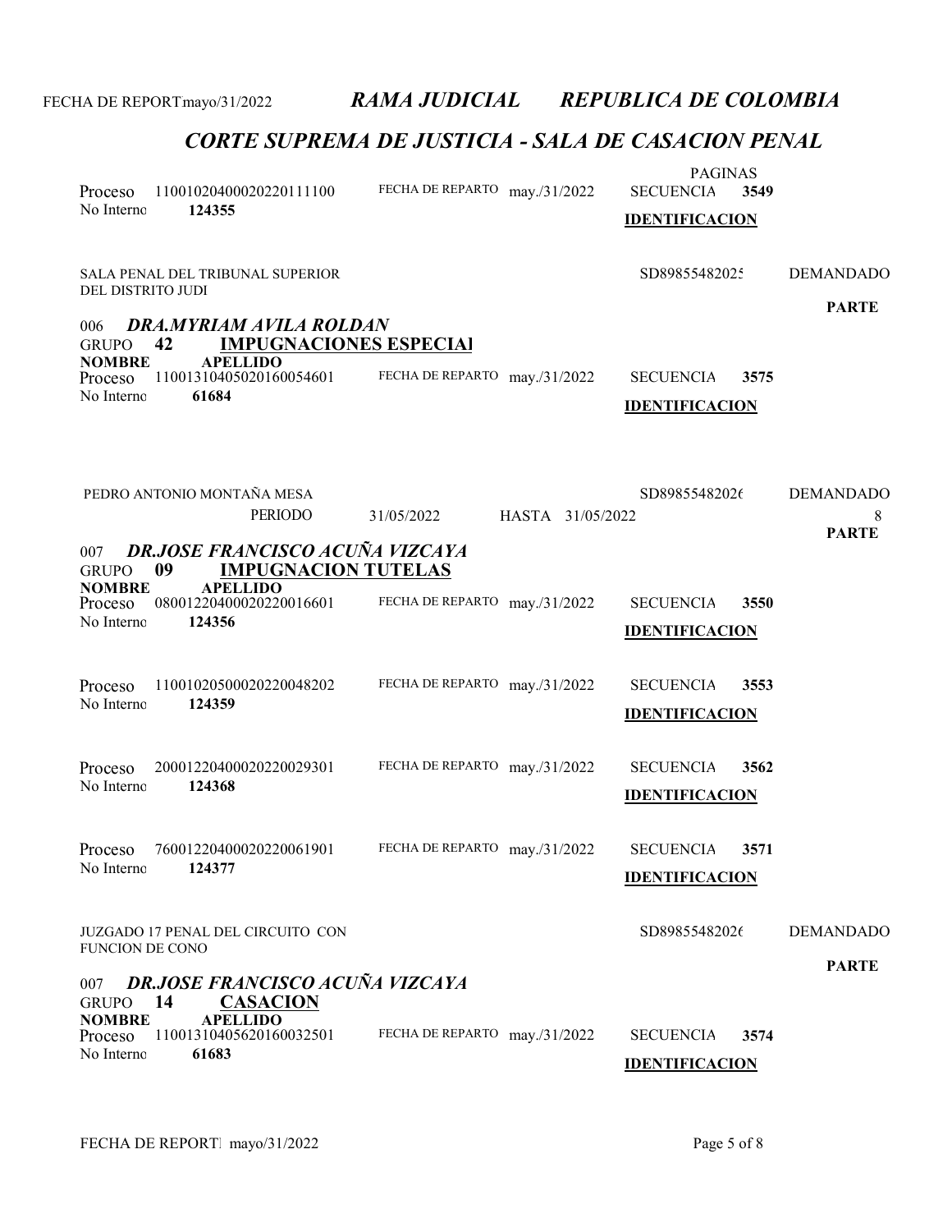## CORTE SUPREMA DE JUSTICIA - SALA DE CASACION PENAL

PAGINAS

Proceso 11001020400020220111100 FECHA DE REPARTO may./31/2022 SECUENCIA **3549**
No Interno **124355**
**IDENTIFICACION**

SALA PENAL DEL TRIBUNAL SUPERIOR DEL DISTRITO JUDI — SD89855482025 — DEMANDADO

**PARTE**

006 ***DRA.MYRIAM AVILA ROLDAN***
GRUPO **42** **IMPUGNACIONES ESPECIAL**
**NOMBRE** **APELLIDO**
Proceso 11001310405020160054601 FECHA DE REPARTO may./31/2022 SECUENCIA **3575**
No Interno **61684**
**IDENTIFICACION**

PEDRO ANTONIO MONTAÑA MESA — SD89855482026 — DEMANDADO

PERIODO 31/05/2022 HASTA 31/05/2022

**PARTE**

007 ***DR.JOSE FRANCISCO ACUÑA VIZCAYA***
GRUPO **09** **IMPUGNACION TUTELAS**
**NOMBRE** **APELLIDO**
Proceso 08001220400020220016601 FECHA DE REPARTO may./31/2022 SECUENCIA **3550**
No Interno **124356**
**IDENTIFICACION**

Proceso 11001020500020220048202 FECHA DE REPARTO may./31/2022 SECUENCIA **3553**
No Interno **124359**
**IDENTIFICACION**

Proceso 20001220400020220029301 FECHA DE REPARTO may./31/2022 SECUENCIA **3562**
No Interno **124368**
**IDENTIFICACION**

Proceso 76001220400020220061901 FECHA DE REPARTO may./31/2022 SECUENCIA **3571**
No Interno **124377**
**IDENTIFICACION**

JUZGADO 17 PENAL DEL CIRCUITO CON FUNCION DE CONO — SD89855482026 — DEMANDADO

**PARTE**

007 ***DR.JOSE FRANCISCO ACUÑA VIZCAYA***
GRUPO **14** **CASACION**
**NOMBRE** **APELLIDO**
Proceso 11001310405620160032501 FECHA DE REPARTO may./31/2022 SECUENCIA **3574**
No Interno **61683**
**IDENTIFICACION**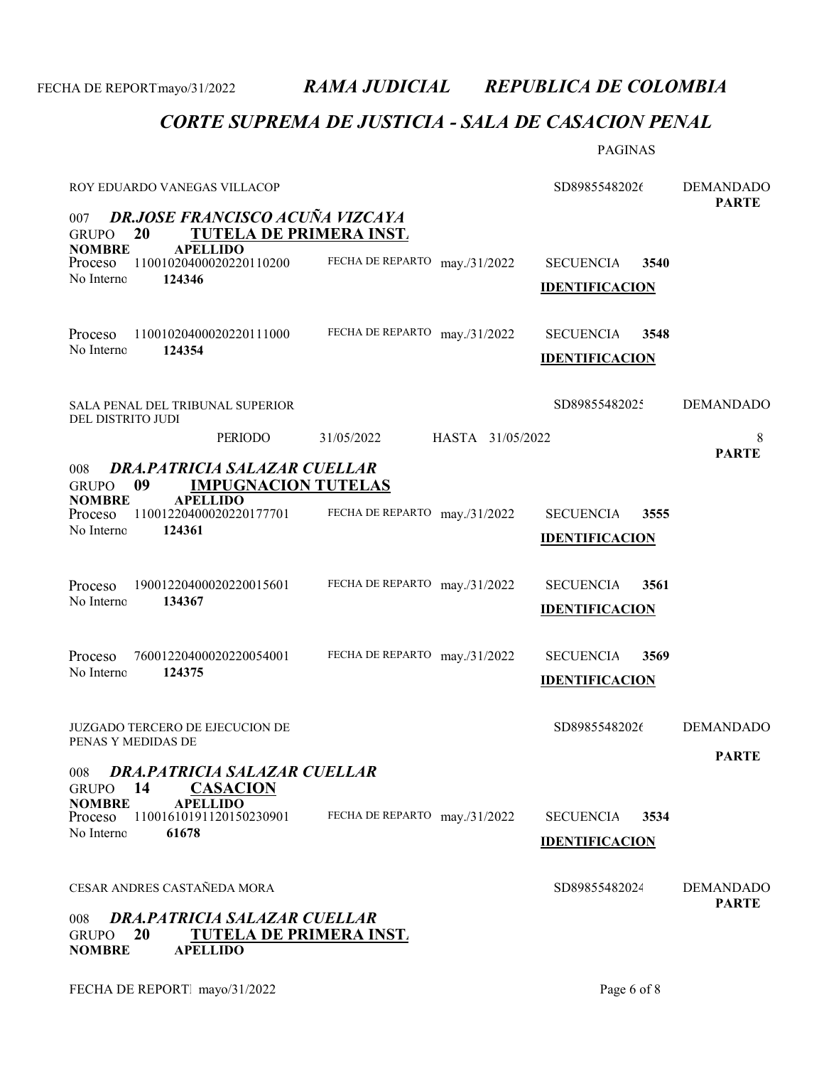# RAMA JUDICIAL REPUBLICA DE COLOMBIA

## CORTE SUPREMA DE JUSTICIA - SALA DE CASACION PENAL

FECHA DE REPORT mayo/31/2022

PAGINAS

ROY EDUARDO VANEGAS VILLACOP — SD89855482026 — DEMANDADO

PARTE

### 007 DR.JOSE FRANCISCO ACUÑA VIZCAYA

**GRUPO 20 TUTELA DE PRIMERA INST.**

**NOMBRE APELLIDO**

Proceso 11001020400020220110200 — FECHA DE REPARTO may./31/2022 — SECUENCIA 3540
No Interno **124346**
**IDENTIFICACION**

Proceso 11001020400020220111000 — FECHA DE REPARTO may./31/2022 — SECUENCIA 3548
No Interno **124354**
**IDENTIFICACION**

SALA PENAL DEL TRIBUNAL SUPERIOR DEL DISTRITO JUDI — SD89855482025 — DEMANDADO

PERIODO 31/05/2022 HASTA 31/05/2022 — 8

PARTE

### 008 DRA.PATRICIA SALAZAR CUELLAR

**GRUPO 09 IMPUGNACION TUTELAS**

**NOMBRE APELLIDO**

Proceso 11001220400020220177701 — FECHA DE REPARTO may./31/2022 — SECUENCIA 3555
No Interno **124361**
**IDENTIFICACION**

Proceso 19001220400020220015601 — FECHA DE REPARTO may./31/2022 — SECUENCIA 3561
No Interno **134367**
**IDENTIFICACION**

Proceso 76001220400020220054001 — FECHA DE REPARTO may./31/2022 — SECUENCIA 3569
No Interno **124375**
**IDENTIFICACION**

JUZGADO TERCERO DE EJECUCION DE PENAS Y MEDIDAS DE — SD89855482026 — DEMANDADO

PARTE

### 008 DRA.PATRICIA SALAZAR CUELLAR

**GRUPO 14 CASACION**

**NOMBRE APELLIDO**

Proceso 11001610191120150230901 — FECHA DE REPARTO may./31/2022 — SECUENCIA 3534
No Interno **61678**
**IDENTIFICACION**

CESAR ANDRES CASTAÑEDA MORA — SD89855482024 — DEMANDADO

PARTE

### 008 DRA.PATRICIA SALAZAR CUELLAR

**GRUPO 20 TUTELA DE PRIMERA INST.**

**NOMBRE APELLIDO**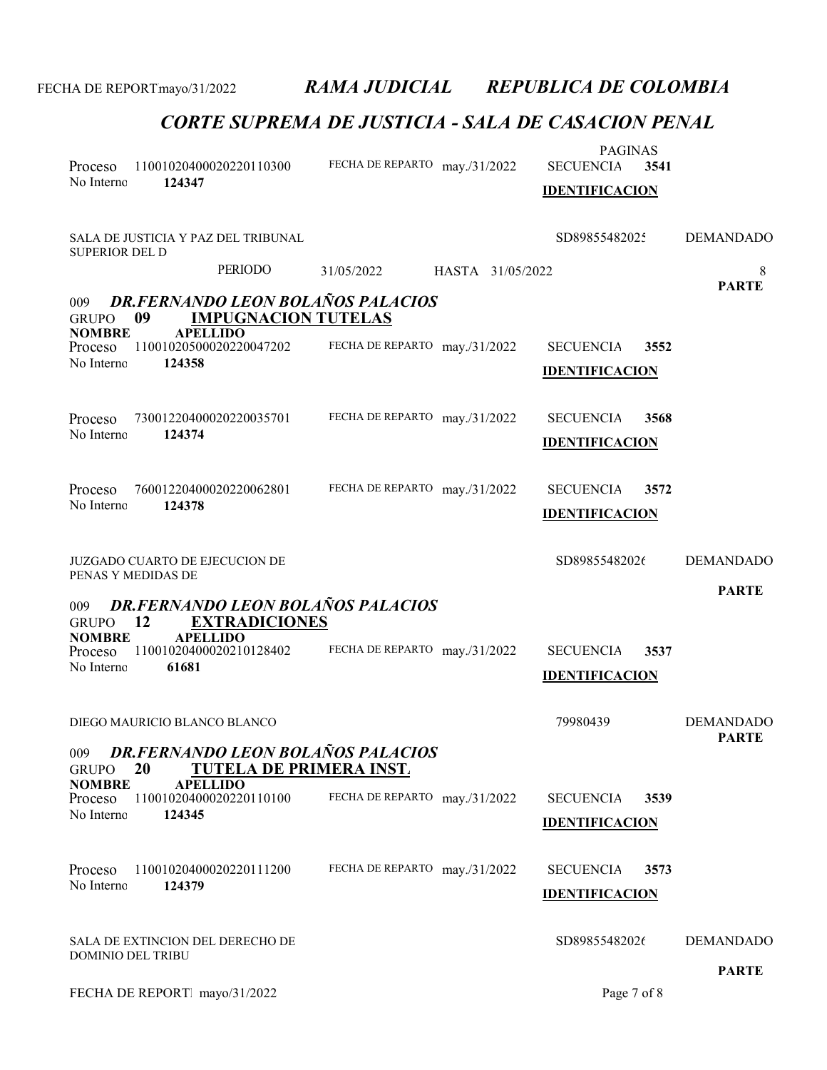## RAMA JUDICIAL — REPUBLICA DE COLOMBIA

## CORTE SUPREMA DE JUSTICIA - SALA DE CASACION PENAL

FECHA DE REPORT mayo/31/2022

PAGINAS

| | | | | | |
|---|---|---|---|---|---|
| Proceso 11001020400020220110300 | FECHA DE REPARTO may./31/2022 | SECUENCIA 3541 | | | |
| No Interno 124347 | | IDENTIFICACION | | | |
| SALA DE JUSTICIA Y PAZ DEL TRIBUNAL SUPERIOR DEL D | | SD89855482025 | DEMANDADO | | |

PERIODO 31/05/2022 HASTA 31/05/2022 — 8

**PARTE**

### 009 DR.FERNANDO LEON BOLAÑOS PALACIOS

**GRUPO 09 IMPUGNACION TUTELAS**

**NOMBRE APELLIDO**

| | | | |
|---|---|---|---|
| Proceso 11001020500020220047202 | FECHA DE REPARTO may./31/2022 | SECUENCIA 3552 | |
| No Interno 124358 | | IDENTIFICACION | |
| Proceso 73001220400020220035701 | FECHA DE REPARTO may./31/2022 | SECUENCIA 3568 | |
| No Interno 124374 | | IDENTIFICACION | |
| Proceso 76001220400020220062801 | FECHA DE REPARTO may./31/2022 | SECUENCIA 3572 | |
| No Interno 124378 | | IDENTIFICACION | |
| JUZGADO CUARTO DE EJECUCION DE PENAS Y MEDIDAS DE | | SD89855482026 | DEMANDADO |

**PARTE**

### 009 DR.FERNANDO LEON BOLAÑOS PALACIOS

**GRUPO 12 EXTRADICIONES**

**NOMBRE APELLIDO**

| | | | |
|---|---|---|---|
| Proceso 11001020400020210128402 | FECHA DE REPARTO may./31/2022 | SECUENCIA 3537 | |
| No Interno 61681 | | IDENTIFICACION | |
| DIEGO MAURICIO BLANCO BLANCO | | 79980439 | DEMANDADO |

**PARTE**

### 009 DR.FERNANDO LEON BOLAÑOS PALACIOS

**GRUPO 20 TUTELA DE PRIMERA INST.**

**NOMBRE APELLIDO**

| | | | |
|---|---|---|---|
| Proceso 11001020400020220110100 | FECHA DE REPARTO may./31/2022 | SECUENCIA 3539 | |
| No Interno 124345 | | IDENTIFICACION | |
| Proceso 11001020400020220111200 | FECHA DE REPARTO may./31/2022 | SECUENCIA 3573 | |
| No Interno 124379 | | IDENTIFICACION | |
| SALA DE EXTINCION DEL DERECHO DE DOMINIO DEL TRIBU | | SD89855482026 | DEMANDADO |

**PARTE**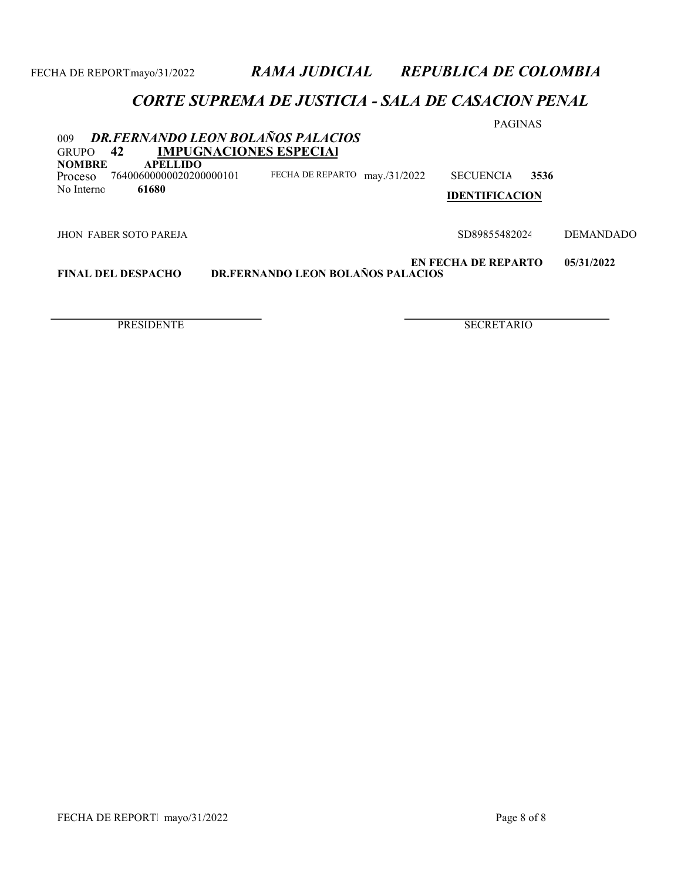FECHA DE REPORTmayo/31/2022 ***RAMA JUDICIAL REPUBLICA DE COLOMBIA***

## *CORTE SUPREMA DE JUSTICIA - SALA DE CASACION PENAL*

PAGINAS

009 ***DR.FERNANDO LEON BOLAÑOS PALACIOS***

GRUPO **42** **IMPUGNACIONES ESPECIAI**

**NOMBRE** **APELLIDO**

Proceso 76400600000020200000101 FECHA DE REPARTO may./31/2022 SECUENCIA **3536**

No Interno **61680**

**IDENTIFICACION**

| | | |
|---|---|---|
| JHON FABER SOTO PAREJA | SD89855482024 | DEMANDADO |

**EN FECHA DE REPARTO** **05/31/2022**

**FINAL DEL DESPACHO** **DR.FERNANDO LEON BOLAÑOS PALACIOS**

PRESIDENTE

SECRETARIO